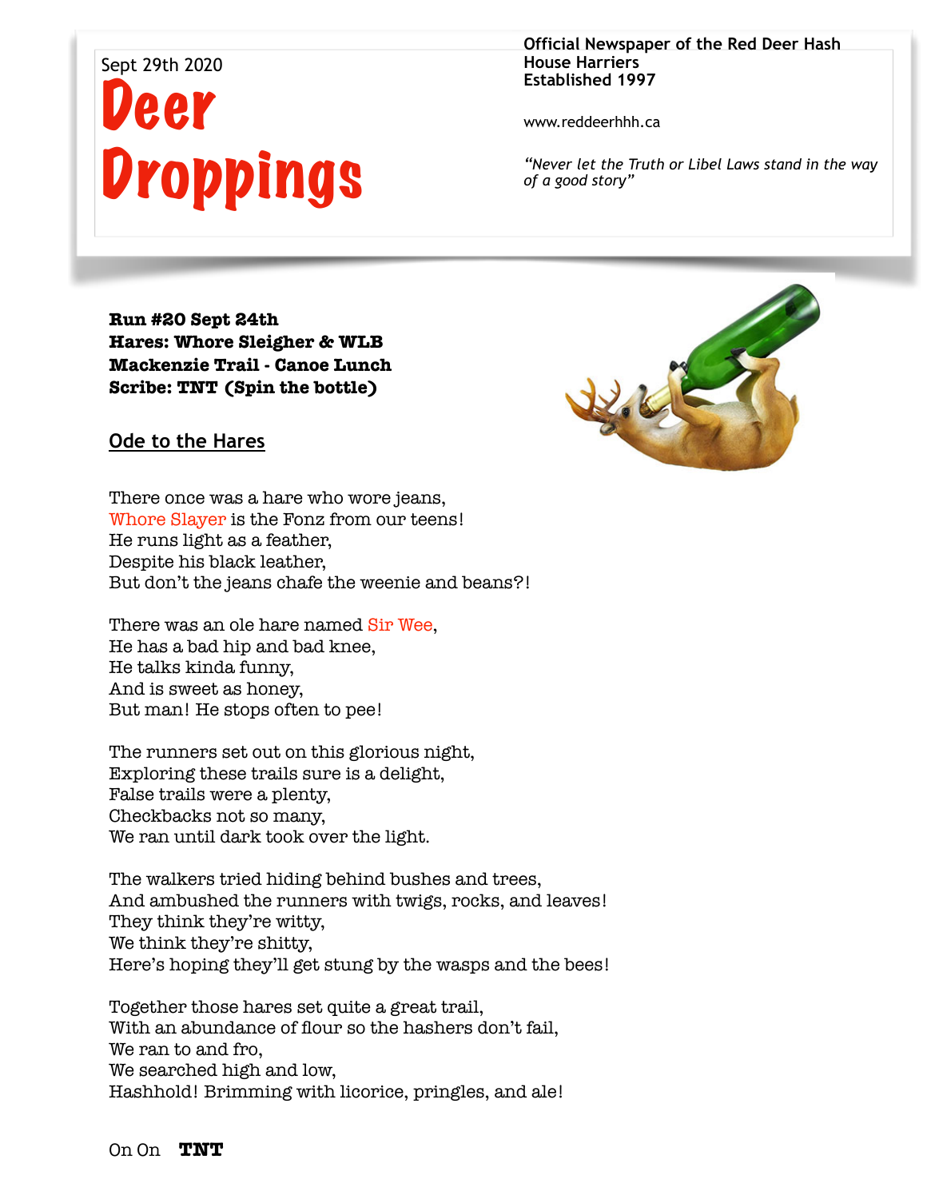Sept 29th 2020

# Deer Droppings

**Official Newspaper of the Red Deer Hash House Harriers**
**Established 1997**

www.reddeerhhh.ca

*"Never let the Truth or Libel Laws stand in the way of a good story"*

**Run #20 Sept 24th**
**Hares: Whore Sleigher & WLB**
**Mackenzie Trail - Canoe Lunch**
**Scribe: TNT (Spin the bottle)**

## Ode to the Hares

There once was a hare who wore jeans,
Whore Slayer is the Fonz from our teens!
He runs light as a feather,
Despite his black leather,
But don't the jeans chafe the weenie and beans?!

There was an ole hare named Sir Wee,
He has a bad hip and bad knee,
He talks kinda funny,
And is sweet as honey,
But man! He stops often to pee!

The runners set out on this glorious night,
Exploring these trails sure is a delight,
False trails were a plenty,
Checkbacks not so many,
We ran until dark took over the light.

The walkers tried hiding behind bushes and trees,
And ambushed the runners with twigs, rocks, and leaves!
They think they're witty,
We think they're shitty,
Here's hoping they'll get stung by the wasps and the bees!

Together those hares set quite a great trail,
With an abundance of flour so the hashers don't fail,
We ran to and fro,
We searched high and low,
Hashhold! Brimming with licorice, pringles, and ale!

On On **TNT**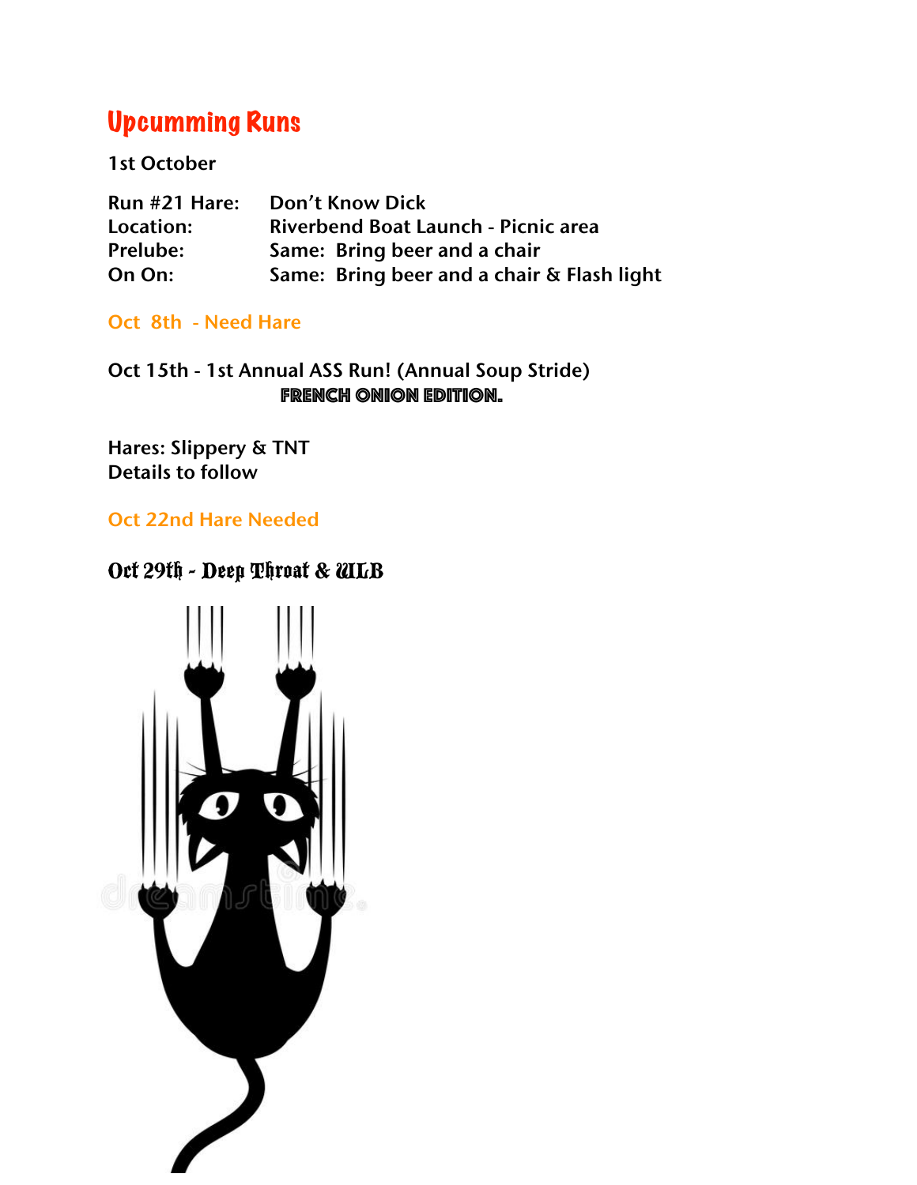## Upcumming Runs

**1st October**

**Run #21 Hare:** Don't Know Dick
**Location:** Riverbend Boat Launch - Picnic area
**Prelube:** Same: Bring beer and a chair
**On On:** Same: Bring beer and a chair & Flash light

**Oct 8th - Need Hare**

**Oct 15th - 1st Annual ASS Run! (Annual Soup Stride)**
**FRENCH ONION EDITION.**

**Hares: Slippery & TNT**
**Details to follow**

**Oct 22nd Hare Needed**

**Oct 29th - Deep Throat & WLB**